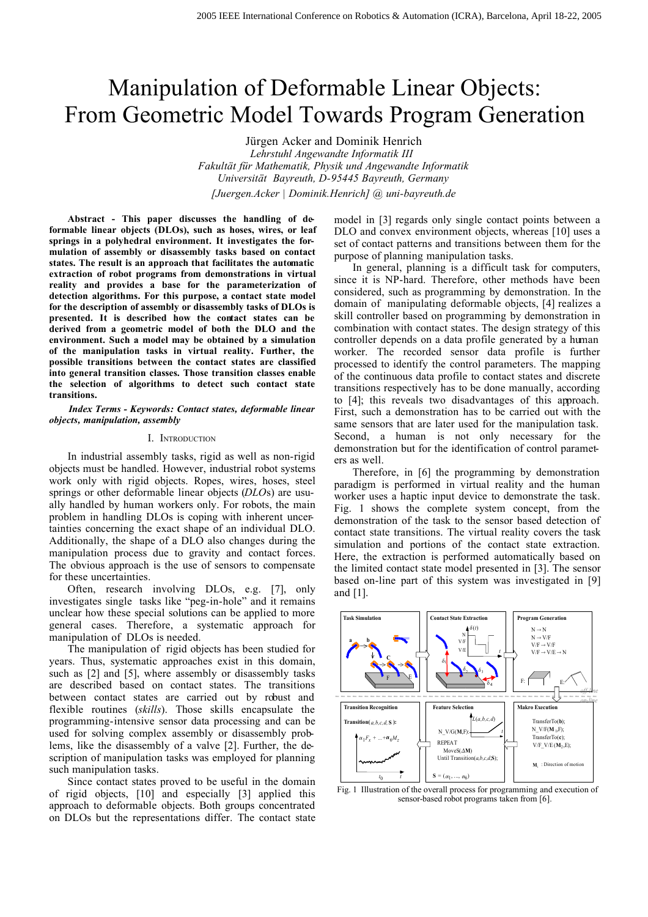// Manipulation of Deformable Linear Objects: From Geometric Model Towards Program Generation

# Manipulation of Deformable Linear Objects: From Geometric Model Towards Program Generation

Jürgen Acker and Dominik Henrich

*Lehrstuhl Angewandte Informatik III*
*Fakultät für Mathematik, Physik und Angewandte Informatik*
*Universität Bayreuth, D-95445 Bayreuth, Germany*
*[Juergen.Acker | Dominik.Henrich] @ uni-bayreuth.de*

**Abstract - This paper discusses the handling of deformable linear objects (DLOs), such as hoses, wires, or leaf springs in a polyhedral environment. It investigates the formulation of assembly or disassembly tasks based on contact states. The result is an approach that facilitates the automatic extraction of robot programs from demonstrations in virtual reality and provides a base for the parameterization of detection algorithms. For this purpose, a contact state model for the description of assembly or disassembly tasks of DLOs is presented. It is described how the contact states can be derived from a geometric model of both the DLO and the environment. Such a model may be obtained by a simulation of the manipulation tasks in virtual reality. Further, the possible transitions between the contact states are classified into general transition classes. Those transition classes enable the selection of algorithms to detect such contact state transitions.**

***Index Terms - Keywords: Contact states, deformable linear objects, manipulation, assembly***

## I. Introduction

In industrial assembly tasks, rigid as well as non-rigid objects must be handled. However, industrial robot systems work only with rigid objects. Ropes, wires, hoses, steel springs or other deformable linear objects (*DLO*s) are usually handled by human workers only. For robots, the main problem in handling DLOs is coping with inherent uncertainties concerning the exact shape of an individual DLO. Additionally, the shape of a DLO also changes during the manipulation process due to gravity and contact forces. The obvious approach is the use of sensors to compensate for these uncertainties.

Often, research involving DLOs, e.g. [7], only investigates single tasks like "peg-in-hole" and it remains unclear how these special solutions can be applied to more general cases. Therefore, a systematic approach for manipulation of DLOs is needed.

The manipulation of rigid objects has been studied for years. Thus, systematic approaches exist in this domain, such as [2] and [5], where assembly or disassembly tasks are described based on contact states. The transitions between contact states are carried out by robust and flexible routines (*skills*). Those skills encapsulate the programming-intensive sensor data processing and can be used for solving complex assembly or disassembly problems, like the disassembly of a valve [2]. Further, the description of manipulation tasks was employed for planning such manipulation tasks.

Since contact states proved to be useful in the domain of rigid objects, [10] and especially [3] applied this approach to deformable objects. Both groups concentrated on DLOs but the representations differ. The contact state model in [3] regards only single contact points between a DLO and convex environment objects, whereas [10] uses a set of contact patterns and transitions between them for the purpose of planning manipulation tasks.

In general, planning is a difficult task for computers, since it is NP-hard. Therefore, other methods have been considered, such as programming by demonstration. In the domain of manipulating deformable objects, [4] realizes a skill controller based on programming by demonstration in combination with contact states. The design strategy of this controller depends on a data profile generated by a human worker. The recorded sensor data profile is further processed to identify the control parameters. The mapping of the continuous data profile to contact states and discrete transitions respectively has to be done manually, according to [4]; this reveals two disadvantages of this approach. First, such a demonstration has to be carried out with the same sensors that are later used for the manipulation task. Second, a human is not only necessary for the demonstration but for the identification of control parameters as well.

Therefore, in [6] the programming by demonstration paradigm is performed in virtual reality and the human worker uses a haptic input device to demonstrate the task. Fig. 1 shows the complete system concept, from the demonstration of the task to the sensor based detection of contact state transitions. The virtual reality covers the task simulation and portions of the contact state extraction. Here, the extraction is performed automatically based on the limited contact state model presented in [3]. The sensor based on-line part of this system was investigated in [9] and [1].

Task Simulation
a
b
C
F
E

Contact State Extraction
$\delta(t)$
N
V/F
V/E
t
$\delta_1$
$\delta_2$
$\delta_3$
$\delta_4$

Program Generation
N → N
N → V/F
V/F → V/F
V/F → V/E → N
F:
E:

off-line
on-line

Transition Recognition
Transition($a,b,c,d,$**S**):
$\alpha_1 F_x + ... + \alpha_6 M_z$
$t_0$
t

Feature Selection
$L(a,b,c,d)$
N_V/G(**M**,F):
REPEAT
MoveS($\Delta$**M**)
Until Transition($a,b,c,d,$**S**);
t
$t_0$
**S** = ($\alpha_1$, ..., $\alpha_6$)

Makro Execution
TransferTo(**b**);
N_V/F(**M** $_1$,F);
TransferTo(**c**);
V/F_V/E(**M**$_2$,E);
**M**$_i$ : Direction of motion

Fig. 1 Illustration of the overall process for programming and execution of sensor-based robot programs taken from [6].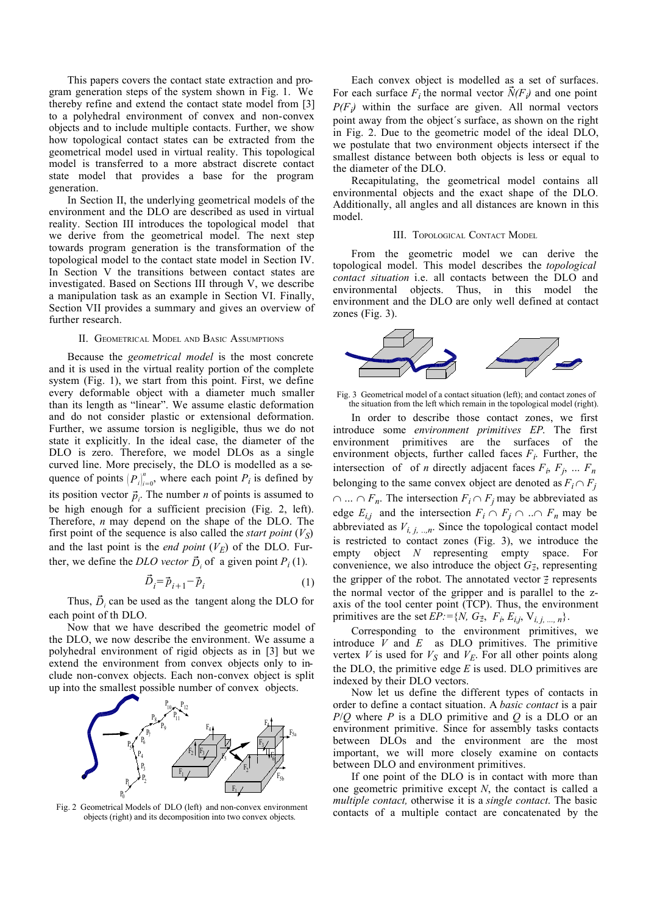This papers covers the contact state extraction and program generation steps of the system shown in Fig. 1. We thereby refine and extend the contact state model from [3] to a polyhedral environment of convex and non-convex objects and to include multiple contacts. Further, we show how topological contact states can be extracted from the geometrical model used in virtual reality. This topological model is transferred to a more abstract discrete contact state model that provides a base for the program generation.

In Section II, the underlying geometrical models of the environment and the DLO are described as used in virtual reality. Section III introduces the topological model that we derive from the geometrical model. The next step towards program generation is the transformation of the topological model to the contact state model in Section IV. In Section V the transitions between contact states are investigated. Based on Sections III through V, we describe a manipulation task as an example in Section VI. Finally, Section VII provides a summary and gives an overview of further research.

## II. Geometrical Model and Basic Assumptions

Because the *geometrical model* is the most concrete and it is used in the virtual reality portion of the complete system (Fig. 1), we start from this point. First, we define every deformable object with a diameter much smaller than its length as "linear". We assume elastic deformation and do not consider plastic or extensional deformation. Further, we assume torsion is negligible, thus we do not state it explicitly. In the ideal case, the diameter of the DLO is zero. Therefore, we model DLOs as a single curved line. More precisely, the DLO is modelled as a sequence of points $\left.P_i\right|_{i=0}^{n}$, where each point $P_i$ is defined by its position vector $\vec{p}_i$. The number $n$ of points is assumed to be high enough for a sufficient precision (Fig. 2, left). Therefore, $n$ may depend on the shape of the DLO. The first point of the sequence is also called the *start point* ($V_S$) and the last point is the *end point* ($V_E$) of the DLO. Further, we define the *DLO vector* $\vec{D}_i$ of a given point $P_i$ (1).

$$\vec{D}_i = \vec{p}_{i+1} - \vec{p}_i \tag{1}$$

Thus, $\vec{D}_i$ can be used as the tangent along the DLO for each point of th DLO.

Now that we have described the geometric model of the DLO, we now describe the environment. We assume a polyhedral environment of rigid objects as in [3] but we extend the environment from convex objects only to include non-convex objects. Each non-convex object is split up into the smallest possible number of convex objects.

Fig. 2 Geometrical Models of DLO (left) and non-convex environment objects (right) and its decomposition into two convex objects.

Each convex object is modelled as a set of surfaces. For each surface $F_i$ the normal vector $\vec{N}(F_i)$ and one point $P(F_i)$ within the surface are given. All normal vectors point away from the object´s surface, as shown on the right in Fig. 2. Due to the geometric model of the ideal DLO, we postulate that two environment objects intersect if the smallest distance between both objects is less or equal to the diameter of the DLO.

Recapitulating, the geometrical model contains all environmental objects and the exact shape of the DLO. Additionally, all angles and all distances are known in this model.

## III. Topological Contact Model

From the geometric model we can derive the topological model. This model describes the *topological contact situation* i.e. all contacts between the DLO and environmental objects. Thus, in this model the environment and the DLO are only well defined at contact zones (Fig. 3).

Fig. 3 Geometrical model of a contact situation (left); and contact zones of the situation from the left which remain in the topological model (right).

In order to describe those contact zones, we first introduce some *environment primitives EP*. The first environment primitives are the surfaces of the environment objects, further called faces $F_i$. Further, the intersection of of $n$ directly adjacent faces $F_i$, $F_j$, ... $F_n$ belonging to the same convex object are denoted as $F_i \cap F_j \cap \ldots \cap F_n$. The intersection $F_i \cap F_j$ may be abbreviated as edge $E_{i,j}$ and the intersection $F_i \cap F_j \cap \ldots \cap F_n$ may be abbreviated as $V_{i,\,j,\,\ldots,n}$. Since the topological contact model is restricted to contact zones (Fig. 3), we introduce the empty object $N$ representing empty space. For convenience, we also introduce the object $G_{\vec{z}}$, representing the gripper of the robot. The annotated vector $\vec{z}$ represents the normal vector of the gripper and is parallel to the z-axis of the tool center point (TCP). Thus, the environment primitives are the set $EP := \{N,\ G_{\vec{z}},\ F_i,\ E_{i,j},\ V_{i,\,j,\,\ldots,\,n}\}$.

Corresponding to the environment primitives, we introduce $V$ and $E$ as DLO primitives. The primitive vertex $V$ is used for $V_S$ and $V_E$. For all other points along the DLO, the primitive edge $E$ is used. DLO primitives are indexed by their DLO vectors.

Now let us define the different types of contacts in order to define a contact situation. A *basic contact* is a pair $P/Q$ where $P$ is a DLO primitive and $Q$ is a DLO or an environment primitive. Since for assembly tasks contacts between DLOs and the environment are the most important, we will more closely examine on contacts between DLO and environment primitives.

If one point of the DLO is in contact with more than one geometric primitive except $N$, the contact is called a *multiple contact,* otherwise it is a *single contact.* The basic contacts of a multiple contact are concatenated by the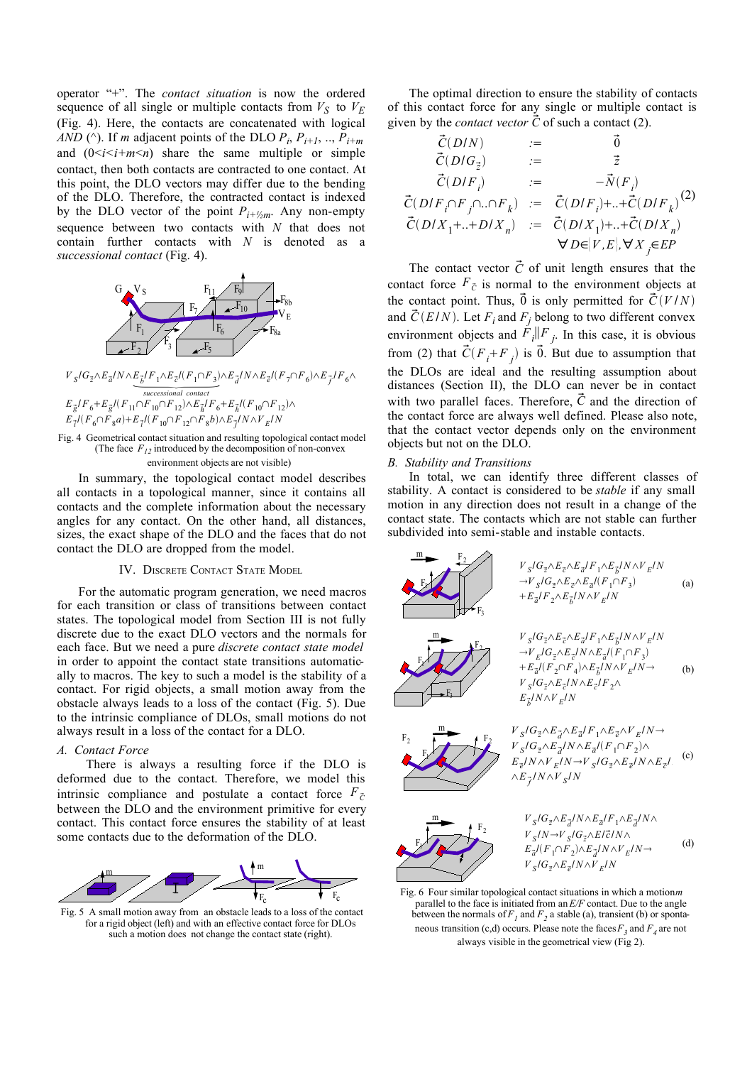operator "+". The *contact situation* is now the ordered sequence of all single or multiple contacts from $V_S$ to $V_E$ (Fig. 4). Here, the contacts are concatenated with logical *AND* (^). If *m* adjacent points of the DLO $P_i$, $P_{i+1}$, .., $P_{i+m}$ and $(0<i<i+m<n)$ share the same multiple or simple contact, then both contacts are contracted to one contact. At this point, the DLO vectors may differ due to the bending of the DLO. Therefore, the contracted contact is indexed by the DLO vector of the point $P_{i+½m}$. Any non-empty sequence between two contacts with $N$ that does not contain further contacts with $N$ is denoted as a *successional contact* (Fig. 4).

$$V_S/G_{\vec{z}} \wedge E_{\vec{a}}/N \wedge \underbrace{E_{\vec{b}}/F_1 \wedge E_{\vec{c}}/(F_1 \cap F_3)}_{successional\ contact} \wedge E_{\vec{d}}/N \wedge E_{\vec{e}}/(F_7 \cap F_6) \wedge E_{\vec{f}}/F_6 \wedge$$
$$E_{\vec{g}}/F_6 + E_{\vec{g}}/(F_{11} \cap F_{10} \cap F_{12}) \wedge E_{\vec{h}}/F_6 + E_{\vec{h}}/(F_{10} \cap F_{12}) \wedge$$
$$E_{\vec{i}}/(F_6 \cap F_8 a) + E_{\vec{i}}/(F_{10} \cap F_{12} \cap F_8 b) \wedge E_{\vec{j}}/N \wedge V_E/N$$

Fig. 4 Geometrical contact situation and resulting topological contact model (The face $F_{12}$ introduced by the decomposition of non-convex environment objects are not visible)

In summary, the topological contact model describes all contacts in a topological manner, since it contains all contacts and the complete information about the necessary angles for any contact. On the other hand, all distances, sizes, the exact shape of the DLO and the faces that do not contact the DLO are dropped from the model.

## IV. Discrete Contact State Model

For the automatic program generation, we need macros for each transition or class of transitions between contact states. The topological model from Section III is not fully discrete due to the exact DLO vectors and the normals for each face. But we need a pure *discrete contact state model* in order to appoint the contact state transitions automatically to macros. The key to such a model is the stability of a contact. For rigid objects, a small motion away from the obstacle always leads to a loss of the contact (Fig. 5). Due to the intrinsic compliance of DLOs, small motions do not always result in a loss of the contact for a DLO.

### A. Contact Force

There is always a resulting force if the DLO is deformed due to the contact. Therefore, we model this intrinsic compliance and postulate a contact force $F_{\vec{C}}$ between the DLO and the environment primitive for every contact. This contact force ensures the stability of at least some contacts due to the deformation of the DLO.

Fig. 5 A small motion away from an obstacle leads to a loss of the contact for a rigid object (left) and with an effective contact force for DLOs such a motion does not change the contact state (right).

The optimal direction to ensure the stability of contacts of this contact force for any single or multiple contact is given by the *contact vector* $\vec{C}$ of such a contact (2).

$$\begin{aligned}
\vec{C}(D/N) &:= \vec{0} \\
\vec{C}(D/G_{\vec{z}}) &:= \vec{z} \\
\vec{C}(D/F_i) &:= -\vec{N}(F_i) \\
\vec{C}(D/F_i \cap F_j \cap .. \cap F_k) &:= \vec{C}(D/F_i) + .. + \vec{C}(D/F_k) \\
\vec{C}(D/X_1 + .. + D/X_n) &:= \vec{C}(D/X_1) + .. + \vec{C}(D/X_n) \\
&\quad \forall D \in \{V, E\}, \forall X_j \in EP
\end{aligned} \tag{2}$$

The contact vector $\vec{C}$ of unit length ensures that the contact force $F_{\vec{C}}$ is normal to the environment objects at the contact point. Thus, $\vec{0}$ is only permitted for $\vec{C}(V/N)$ and $\vec{C}(E/N)$. Let $F_i$ and $F_j$ belong to two different convex environment objects and $F_i \| F_j$. In this case, it is obvious from (2) that $\vec{C}(F_i + F_j)$ is $\vec{0}$. But due to assumption that the DLOs are ideal and the resulting assumption about distances (Section II), the DLO can never be in contact with two parallel faces. Therefore, $\vec{C}$ and the direction of the contact force are always well defined. Please also note, that the contact vector depends only on the environment objects but not on the DLO.

### B. Stability and Transitions

In total, we can identify three different classes of stability. A contact is considered to be *stable* if any small motion in any direction does not result in a change of the contact state. The contacts which are not stable can further subdivided into semi-stable and instable contacts.

(a) $V_S/G_{\vec{z}} \wedge E_{\vec{z}} \wedge E_{\vec{a}}/F_1 \wedge E_{\vec{b}}/N \wedge V_E/N \rightarrow V_S/G_{\vec{z}} \wedge E_{\vec{z}} \wedge E_{\vec{a}}/(F_1 \cap F_3) + E_{\vec{a}}/F_2 \wedge E_{\vec{b}}/N \wedge V_E/N$

(b) $V_S/G_{\vec{z}} \wedge E_{\vec{z}} \wedge E_{\vec{a}}/F_1 \wedge E_{\vec{b}}/N \wedge V_E/N \rightarrow V_E/G_{\vec{z}} \wedge E_{\vec{z}}/N \wedge E_{\vec{a}}/(F_1 \cap F_3) + E_{\vec{a}}/(F_2 \cap F_4) \wedge E_{\vec{b}}/N \wedge V_E/N \rightarrow V_S/G_{\vec{z}} \wedge E_{\vec{z}}/N \wedge E_{\vec{c}}/F_2 \wedge E_{\vec{b}}/N \wedge V_E/N$

(c) $V_S/G_{\vec{z}} \wedge E_{\vec{z}} \wedge E_{\vec{a}}/F_1 \wedge E_{\vec{e}} \wedge V_E/N \rightarrow V_S/G_{\vec{z}} \wedge E_{\vec{z}} \wedge E_{\vec{d}}/N \wedge E_{\vec{a}}/(F_1 \cap F_2) \wedge E_{\vec{e}}/N \wedge V_E/N \rightarrow V_S/G_{\vec{z}} \wedge E_{\vec{z}}/N \wedge E_{\vec{e}}/ \wedge E_{\vec{f}}/N \wedge V_S/N$

(d) $V_S/G_{\vec{z}} \wedge E_{\vec{d}}/N \wedge E_{\vec{a}}/F_1 \wedge E_{\vec{d}}/N \wedge V_S/N \rightarrow V_S/G_{\vec{z}} \wedge E/\vec{c}/N \wedge E_{\vec{a}}/(F_1 \cap F_2) \wedge E_{\vec{d}}/N \wedge V_E/N \rightarrow V_S/G_{\vec{z}} \wedge E_{\vec{z}}/N \wedge V_E/N$

Fig. 6 Four similar topological contact situations in which a motion *m* parallel to the face is initiated from an *E/F* contact. Due to the angle between the normals of $F_1$ and $F_2$ a stable (a), transient (b) or spontaneous transition (c,d) occurs. Please note the faces $F_3$ and $F_4$ are not always visible in the geometrical view (Fig 2).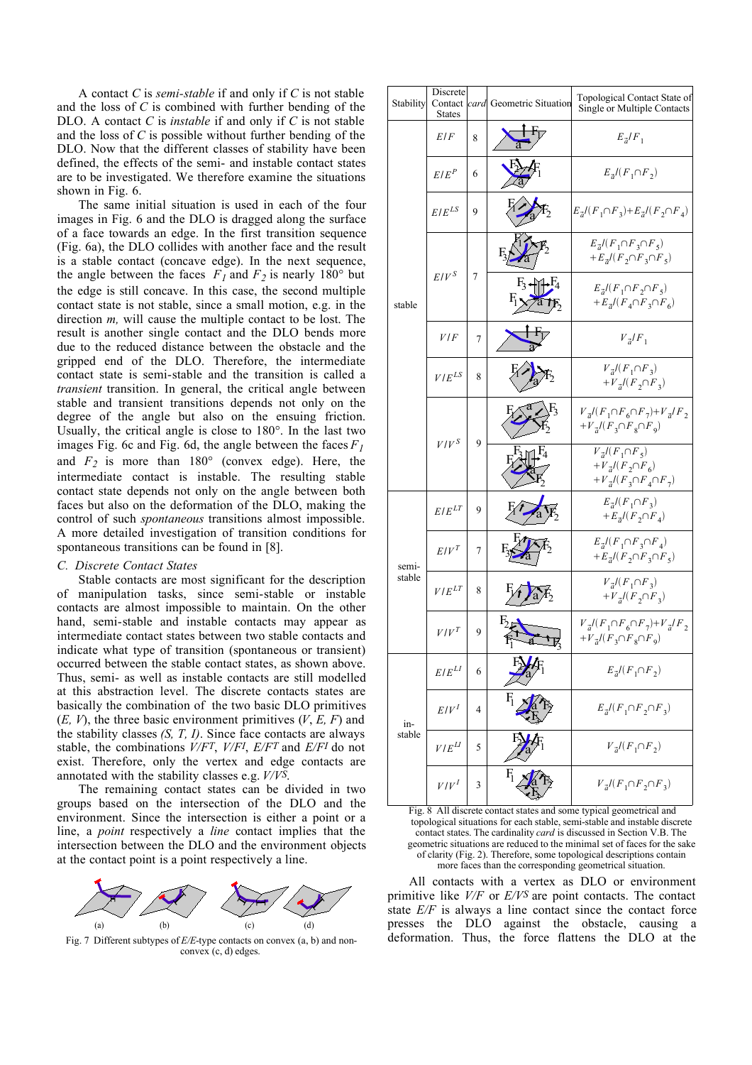A contact $C$ is *semi-stable* if and only if $C$ is not stable and the loss of $C$ is combined with further bending of the DLO. A contact $C$ is *instable* if and only if $C$ is not stable and the loss of $C$ is possible without further bending of the DLO. Now that the different classes of stability have been defined, the effects of the semi- and instable contact states are to be investigated. We therefore examine the situations shown in Fig. 6.

The same initial situation is used in each of the four images in Fig. 6 and the DLO is dragged along the surface of a face towards an edge. In the first transition sequence (Fig. 6a), the DLO collides with another face and the result is a stable contact (concave edge). In the next sequence, the angle between the faces $F_1$ and $F_2$ is nearly 180° but the edge is still concave. In this case, the second multiple contact state is not stable, since a small motion, e.g. in the direction $m$, will cause the multiple contact to be lost. The result is another single contact and the DLO bends more due to the reduced distance between the obstacle and the gripped end of the DLO. Therefore, the intermediate contact state is semi-stable and the transition is called a *transient* transition. In general, the critical angle between stable and transient transitions depends not only on the degree of the angle but also on the ensuing friction. Usually, the critical angle is close to 180°. In the last two images Fig. 6c and Fig. 6d, the angle between the faces $F_1$ and $F_2$ is more than 180° (convex edge). Here, the intermediate contact is instable. The resulting stable contact state depends not only on the angle between both faces but also on the deformation of the DLO, making the control of such *spontaneous* transitions almost impossible. A more detailed investigation of transition conditions for spontaneous transitions can be found in [8].

### C. Discrete Contact States

Stable contacts are most significant for the description of manipulation tasks, since semi-stable or instable contacts are almost impossible to maintain. On the other hand, semi-stable and instable contacts may appear as intermediate contact states between two stable contacts and indicate what type of transition (spontaneous or transient) occurred between the stable contact states, as shown above. Thus, semi- as well as instable contacts are still modelled at this abstraction level. The discrete contacts states are basically the combination of the two basic DLO primitives ($E$, $V$), the three basic environment primitives ($V$, $E$, $F$) and the stability classes *(S, T, I)*. Since face contacts are always stable, the combinations $V/F^T$, $V/F^I$, $E/F^T$ and $E/F^I$ do not exist. Therefore, only the vertex and edge contacts are annotated with the stability classes e.g. $V/V^S$.

The remaining contact states can be divided in two groups based on the intersection of the DLO and the environment. Since the intersection is either a point or a line, a *point* respectively a *line* contact implies that the intersection between the DLO and the environment objects at the contact point is a point respectively a line.

Fig. 7 Different subtypes of $E/E$-type contacts on convex (a, b) and non-convex (c, d) edges.

| Stability | Discrete Contact States | card | Geometric Situation | Topological Contact State of Single or Multiple Contacts |
|---|---|---|---|---|
| stable | $E/F$ | 8 | | $E_{\vec{a}}/F_1$ |
| | $E/E^P$ | 6 | | $E_{\vec{a}}/(F_1 \cap F_2)$ |
| | $E/E^{LS}$ | 9 | | $E_{\vec{a}}/(F_1 \cap F_3) + E_{\vec{a}}/(F_2 \cap F_4)$ |
| | $E/V^S$ | 7 | | $E_{\vec{a}}/(F_1 \cap F_3 \cap F_5) + E_{\vec{a}}/(F_2 \cap F_3 \cap F_5)$ |
| | | | | $E_{\vec{a}}/(F_1 \cap F_2 \cap F_5) + E_{\vec{a}}/(F_4 \cap F_3 \cap F_6)$ |
| | $V/F$ | 7 | | $V_{\vec{a}}/F_1$ |
| | $V/E^{LS}$ | 8 | | $V_{\vec{a}}/(F_1 \cap F_3) + V_{\vec{a}}/(F_2 \cap F_3)$ |
| | $V/V^S$ | 9 | | $V_{\vec{a}}/(F_1 \cap F_6 \cap F_7) + V_{\vec{a}}/F_2 + V_{\vec{a}}/(F_3 \cap F_8 \cap F_9)$ |
| | | | | $V_{\vec{a}}/(F_1 \cap F_5) + V_{\vec{a}}/(F_2 \cap F_6) + V_{\vec{a}}/(F_3 \cap F_4 \cap F_7)$ |
| semi-stable | $E/E^{LT}$ | 9 | | $E_{\vec{a}}/(F_1 \cap F_3) + E_{\vec{a}}/(F_2 \cap F_4)$ |
| | $E/V^T$ | 7 | | $E_{\vec{a}}/(F_1 \cap F_3 \cap F_4) + E_{\vec{a}}/(F_2 \cap F_3 \cap F_5)$ |
| | $V/E^{LT}$ | 8 | | $V_{\vec{a}}/(F_1 \cap F_3) + V_{\vec{a}}/(F_2 \cap F_3)$ |
| | $V/V^T$ | 9 | | $V_{\vec{a}}/(F_1 \cap F_6 \cap F_7) + V_{\vec{a}}/F_2 + V_{\vec{a}}/(F_3 \cap F_8 \cap F_9)$ |
| in-stable | $E/E^{LI}$ | 6 | | $E_{\vec{a}}/(F_1 \cap F_2)$ |
| | $E/V^I$ | 4 | | $E_{\vec{a}}/(F_1 \cap F_2 \cap F_3)$ |
| | $V/E^{LI}$ | 5 | | $V_{\vec{a}}/(F_1 \cap F_2)$ |
| | $V/V^I$ | 3 | | $V_{\vec{a}}/(F_1 \cap F_2 \cap F_3)$ |

Fig. 8 All discrete contact states and some typical geometrical and topological situations for each stable, semi-stable and instable discrete contact states. The cardinality *card* is discussed in Section V.B. The geometric situations are reduced to the minimal set of faces for the sake of clarity (Fig. 2). Therefore, some topological descriptions contain more faces than the corresponding geometrical situation.

All contacts with a vertex as DLO or environment primitive like $V/F$ or $E/V^S$ are point contacts. The contact state $E/F$ is always a line contact since the contact force presses the DLO against the obstacle, causing a deformation. Thus, the force flattens the DLO at the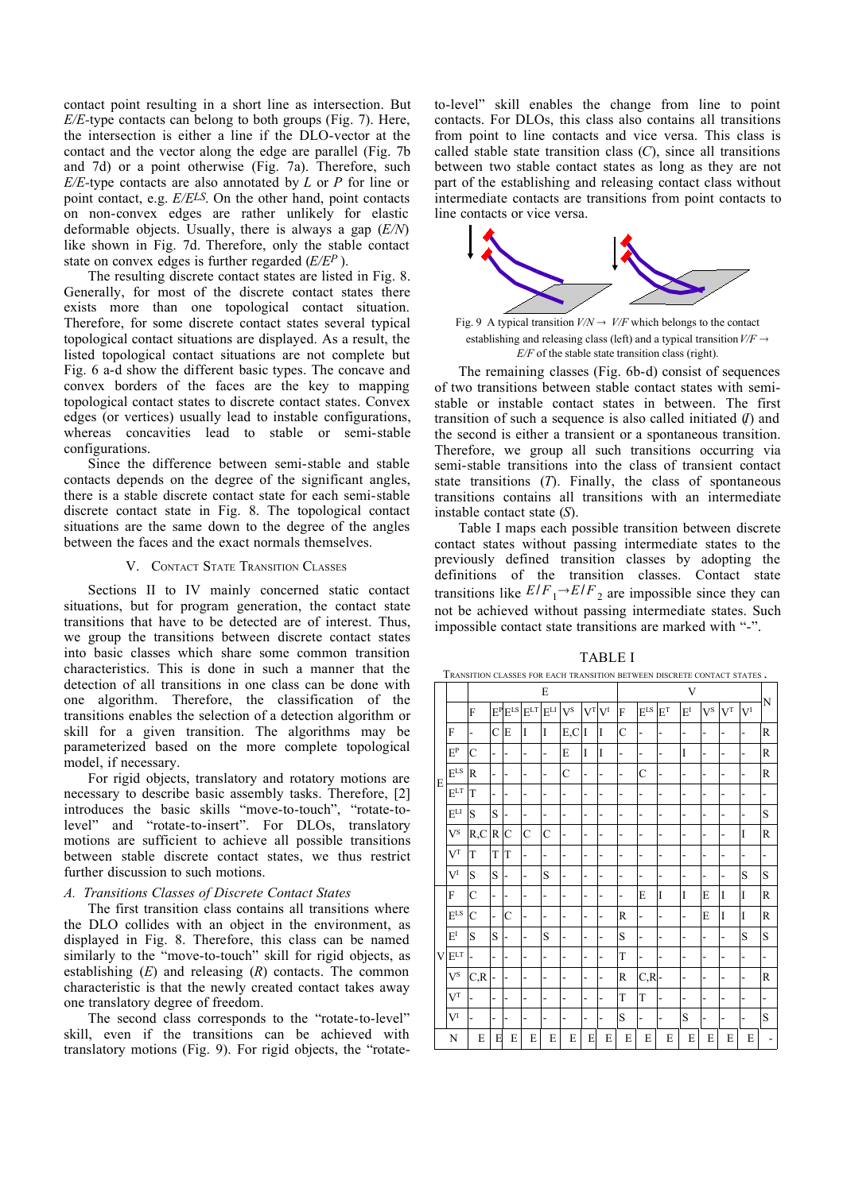contact point resulting in a short line as intersection. But *E/E*-type contacts can belong to both groups (Fig. 7). Here, the intersection is either a line if the DLO-vector at the contact and the vector along the edge are parallel (Fig. 7b and 7d) or a point otherwise (Fig. 7a). Therefore, such *E/E*-type contacts are also annotated by *L* or *P* for line or point contact, e.g. $E/E^{LS}$. On the other hand, point contacts on non-convex edges are rather unlikely for elastic deformable objects. Usually, there is always a gap (*E/N*) like shown in Fig. 7d. Therefore, only the stable contact state on convex edges is further regarded ($E/E^{P}$).

The resulting discrete contact states are listed in Fig. 8. Generally, for most of the discrete contact states there exists more than one topological contact situation. Therefore, for some discrete contact states several typical topological contact situations are displayed. As a result, the listed topological contact situations are not complete but Fig. 6 a-d show the different basic types. The concave and convex borders of the faces are the key to mapping topological contact states to discrete contact states. Convex edges (or vertices) usually lead to instable configurations, whereas concavities lead to stable or semi-stable configurations.

Since the difference between semi-stable and stable contacts depends on the degree of the significant angles, there is a stable discrete contact state for each semi-stable discrete contact state in Fig. 8. The topological contact situations are the same down to the degree of the angles between the faces and the exact normals themselves.

## V. Contact State Transition Classes

Sections II to IV mainly concerned static contact situations, but for program generation, the contact state transitions that have to be detected are of interest. Thus, we group the transitions between discrete contact states into basic classes which share some common transition characteristics. This is done in such a manner that the detection of all transitions in one class can be done with one algorithm. Therefore, the classification of the transitions enables the selection of a detection algorithm or skill for a given transition. The algorithms may be parameterized based on the more complete topological model, if necessary.

For rigid objects, translatory and rotatory motions are necessary to describe basic assembly tasks. Therefore, [2] introduces the basic skills "move-to-touch", "rotate-to-level" and "rotate-to-insert". For DLOs, translatory motions are sufficient to achieve all possible transitions between stable discrete contact states, we thus restrict further discussion to such motions.

### A. Transitions Classes of Discrete Contact States

The first transition class contains all transitions where the DLO collides with an object in the environment, as displayed in Fig. 8. Therefore, this class can be named similarly to the "move-to-touch" skill for rigid objects, as establishing (*E*) and releasing (*R*) contacts. The common characteristic is that the newly created contact takes away one translatory degree of freedom.

The second class corresponds to the "rotate-to-level" skill, even if the transitions can be achieved with translatory motions (Fig. 9). For rigid objects, the "rotate-to-level" skill enables the change from line to point contacts. For DLOs, this class also contains all transitions from point to line contacts and vice versa. This class is called stable state transition class (*C*), since all transitions between two stable contact states as long as they are not part of the establishing and releasing contact class without intermediate contacts are transitions from point contacts to line contacts or vice versa.

Fig. 9 A typical transition $V/N \rightarrow V/F$ which belongs to the contact establishing and releasing class (left) and a typical transition $V/F \rightarrow E/F$ of the stable state transition class (right).

The remaining classes (Fig. 6b-d) consist of sequences of two transitions between stable contact states with semi-stable or instable contact states in between. The first transition of such a sequence is also called initiated (*I*) and the second is either a transient or a spontaneous transition. Therefore, we group all such transitions occurring via semi-stable transitions into the class of transient contact state transitions (*T*). Finally, the class of spontaneous transitions contains all transitions with an intermediate instable contact state (*S*).

Table I maps each possible transition between discrete contact states without passing intermediate states to the previously defined transition classes by adopting the definitions of the transition classes. Contact state transitions like $E/F_1 \rightarrow E/F_2$ are impossible since they can not be achieved without passing intermediate states. Such impossible contact state transitions are marked with "-".

TABLE I

Transition classes for each transition between discrete contact states.

| | | E | | | | | | | | V | | | | | | | N |
|---|---|---|---|---|---|---|---|---|---|---|---|---|---|---|---|---|---|
| | | F | $E^P$ | $E^{LS}$ | $E^{LT}$ | $E^{LI}$ | $V^S$ | $V^T$ | $V^I$ | F | $E^{LS}$ | $E^T$ | $E^I$ | $V^S$ | $V^T$ | $V^I$ | |
| E | F | - | C | E | I | I | E,C | I | I | C | - | - | - | - | - | - | R |
| | $E^P$ | C | - | - | - | - | E | I | I | - | - | - | I | - | - | - | R |
| | $E^{LS}$ | R | - | - | - | - | C | - | - | - | C | - | - | - | - | - | R |
| | $E^{LT}$ | T | - | - | - | - | - | - | - | - | - | - | - | - | - | - | - |
| | $E^{LI}$ | S | S | - | - | - | - | - | - | - | - | - | - | - | - | - | S |
| | $V^S$ | R,C | R | C | C | C | - | - | - | - | - | - | - | - | - | I | R |
| | $V^T$ | T | T | T | - | - | - | - | - | - | - | - | - | - | - | - | - |
| | $V^I$ | S | S | - | - | S | - | - | - | - | - | - | - | - | - | S | S |
| V | F | C | - | - | - | - | - | - | - | - | E | I | I | E | I | I | R |
| | $E^{LS}$ | C | - | C | - | - | - | - | - | R | - | - | - | E | I | I | R |
| | $E^I$ | S | S | - | - | S | - | - | - | S | - | - | - | - | - | S | S |
| | $E^{LT}$ | - | - | - | - | - | - | - | - | T | - | - | - | - | - | - | - |
| | $V^S$ | C,R | - | - | - | - | - | - | - | R | C,R | - | - | - | - | - | R |
| | $V^T$ | - | - | - | - | - | - | - | - | T | T | - | - | - | - | - | - |
| | $V^I$ | - | - | - | - | - | - | - | - | S | - | - | S | - | - | - | S |
| N | | E | E | E | E | E | E | E | E | E | E | E | E | E | E | E | - |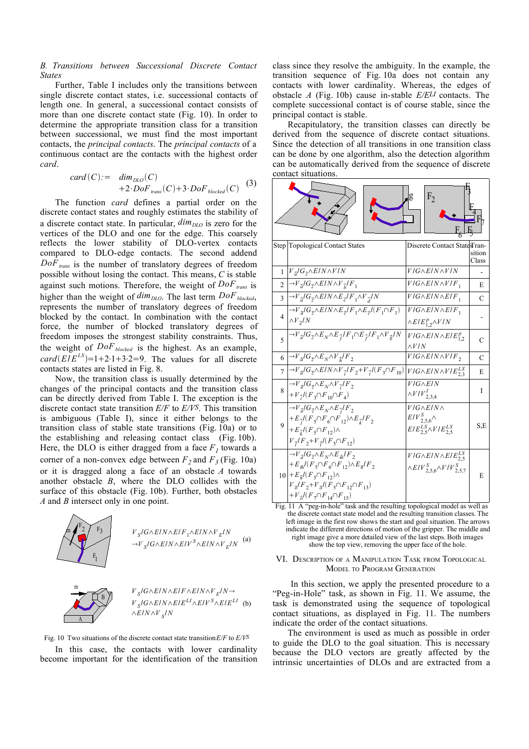### B. Transitions between Successional Discrete Contact States

Further, Table I includes only the transitions between single discrete contact states, i.e. successional contacts of length one. In general, a successional contact consists of more than one discrete contact state (Fig. 10). In order to determine the appropriate transition class for a transition between successional, we must find the most important contacts, the *principal contacts*. The *principal contacts* of a continuous contact are the contacts with the highest order *card*.

$$card(C) := dim_{DLO}(C) + 2 \cdot DoF_{trans}(C) + 3 \cdot DoF_{blocked}(C) \quad (3)$$

The function *card* defines a partial order on the discrete contact states and roughly estimates the stability of a discrete contact state. In particular, $dim_{DLO}$ is zero for the vertices of the DLO and one for the edge. This coarsely reflects the lower stability of DLO-vertex contacts compared to DLO-edge contacts. The second addend $DoF_{trans}$ is the number of translatory degrees of freedom possible without losing the contact. This means, $C$ is stable against such motions. Therefore, the weight of $DoF_{trans}$ is higher than the weight of $dim_{DLO}$. The last term $DoF_{blocked}$, represents the number of translatory degrees of freedom blocked by the contact. In combination with the contact force, the number of blocked translatory degrees of freedom imposes the strongest stability constraints. Thus, the weight of $DoF_{blocked}$ is the highest. As an example, $card(E/E^{LS}) = 1 + 2 \cdot 1 + 3 \cdot 2 = 9$. The values for all discrete contacts states are listed in Fig. 8.

Now, the transition class is usually determined by the changes of the principal contacts and the transition class can be directly derived from Table I. The exception is the discrete contact state transition $E/F$ to $E/V^S$. This transition is ambiguous (Table I), since it either belongs to the transition class of stable state transitions (Fig. 10a) or to the establishing and releasing contact class (Fig. 10b). Here, the DLO is either dragged from a face $F_1$ towards a corner of a non-convex edge between $F_2$ and $F_3$ (Fig. 10a) or it is dragged along a face of an obstacle $A$ towards another obstacle $B$, where the DLO collides with the surface of this obstacle (Fig. 10b). Further, both obstacles $A$ and $B$ intersect only in one point.

$V_S/G \wedge E/N \wedge E/F_1 \wedge E/N \wedge V_E/N \rightarrow V_S/G \wedge E/N \wedge E/V^S \wedge E/N \wedge V_E/N$ (a)

$V_S/G \wedge E/N \wedge E/F \wedge E/N \wedge V_E/N \rightarrow V_S/G \wedge E/N \wedge E/E^{LI} \wedge E/V^S \wedge E/E^{LI} \wedge E/N \wedge V_S/N$ (b)

Fig. 10 Two situations of the discrete contact state transition $E/F$ to $E/V^S$

In this case, the contacts with lower cardinality become important for the identification of the transition class since they resolve the ambiguity. In the example, the transition sequence of Fig. 10a does not contain any contacts with lower cardinality. Whereas, the edges of obstacle $A$ (Fig. 10b) cause in-stable $E/E^{LI}$ contacts. The complete successional contact is of course stable, since the principal contact is stable.

Recapitulatory, the transition classes can directly be derived from the sequence of discrete contact situations. Since the detection of all transitions in one transition class can be done by one algorithm, also the detection algorithm can be automatically derived from the sequence of discrete contact situations.

| Step | Topological Contact States | Discrete Contact States | Transition Class |
|---|---|---|---|
| 1 | $V_{\bar{a}}/G_{\bar{z}} \wedge E/N \wedge V/N$ | $V/G \wedge E/N \wedge V/N$ | - |
| 2 | $\rightarrow V_{\bar{a}}/G_{\bar{z}} \wedge E/N \wedge V_{\bar{b}}/F_1$ | $V/G \wedge E/N \wedge V/F_1$ | E |
| 3 | $\rightarrow V_{\bar{a}}/G_{\bar{z}} \wedge E/N \wedge E_{\bar{c}}/F_1 \wedge V_{\bar{d}}/N$ | $V/G \wedge E/N \wedge E/F_1$ | C |
| 4 | $\rightarrow V_{\bar{a}}/G_{\bar{z}} \wedge E/N \wedge E_{\bar{z}}/F_1 \wedge E_{\bar{z}}/(F_1 \cap F_1) \wedge V_{\bar{e}}/N$ | $V/G \wedge E/N \wedge E/F_1 \wedge E/E^P_{1,2} \wedge V/N$ | - |
| 5 | $\rightarrow V_{\bar{a}}/G_{\bar{z}} \wedge E_N \wedge E_{\bar{f}}/F_1 \cap E_{\bar{f}}/F_1 \wedge V_{\bar{g}}/N$ | $V/G \wedge E/N \wedge E/E^P_{1,2} \wedge V/N$ | C |
| 6 | $\rightarrow V_{\bar{a}}/G_{\bar{z}} \wedge E_N \wedge V_{\bar{h}}/F_2$ | $V/G \wedge E/N \wedge V/F_2$ | C |
| 7 | $\rightarrow V_{\bar{a}}/G_{\bar{z}} \wedge E/N \wedge V_{\bar{i}}/F_2 + V_{\bar{i}}/(F_3 \cap F_{10})$ | $V/G \wedge E/N \wedge V/E^{LS}_{2,3}$ | E |
| 8 | $\rightarrow V_{\bar{a}}/G_{\bar{z}} \wedge E_N \wedge V_{\bar{i}}/F_2 + V_{\bar{i}}/(F_3 \cap F_{10} \cap F_4)$ | $V/G \wedge E/N \wedge V/V^I_{2,3,4}$ | I |
| 9 | $\rightarrow V_{\bar{a}}/G_{\bar{z}} \wedge E_N \wedge E_{\bar{j}}/F_2 + E_{\bar{j}}/(F_5 \cap F_6 \cap F_{12}) \wedge E_{\bar{k}}/F_2 + E_{\bar{k}}/(F_5 \cap F_{12}) \wedge V_{\bar{l}}/F_2 + V_{\bar{l}}/(F_5 \cap F_{12})$ | $V/G \wedge E/N \wedge E/V^S_{2,5,6} \wedge E/E^{LS}_{2,5} \wedge V/E^{LS}_{2,5}$ | S,E |
| 10 | $\rightarrow V_{\bar{a}}/G_{\bar{z}} \wedge E_N \wedge E_{\bar{m}}/F_2 + E_{\bar{m}}/(F_5 \cap F_6 \cap F_{12}) \wedge E_{\bar{n}}/F_2 + E_{\bar{n}}/(F_5 \cap F_{12}) \wedge V_{\bar{o}}/F_2 + V_{\bar{o}}/(F_5 \cap F_{12} \cap F_{13}) + V_{\bar{o}}/(F_7 \cap F_{14} \cap F_{15})$ | $V/G \wedge E/N \wedge E/E^{LS}_{2,5} \wedge E/V^S_{2,5,6} \wedge V/V^S_{2,5,7}$ | E |

Fig. 11 A "peg-in-hole" task and the resulting topological model as well as the discrete contact state model and the resulting transition classes. The left image in the first row shows the start and goal situation. The arrows indicate the different directions of motion of the gripper. The middle and right image give a more detailed view of the last steps. Both images show the top view, removing the upper face of the hole.

## VI. Description of a Manipulation Task from Topological Model to Program Generation

In this section, we apply the presented procedure to a "Peg-in-Hole" task, as shown in Fig. 11. We assume, the task is demonstrated using the sequence of topological contact situations, as displayed in Fig. 11. The numbers indicate the order of the contact situations.

The environment is used as much as possible in order to guide the DLO to the goal situation. This is necessary because the DLO vectors are greatly affected by the intrinsic uncertainties of DLOs and are extracted from a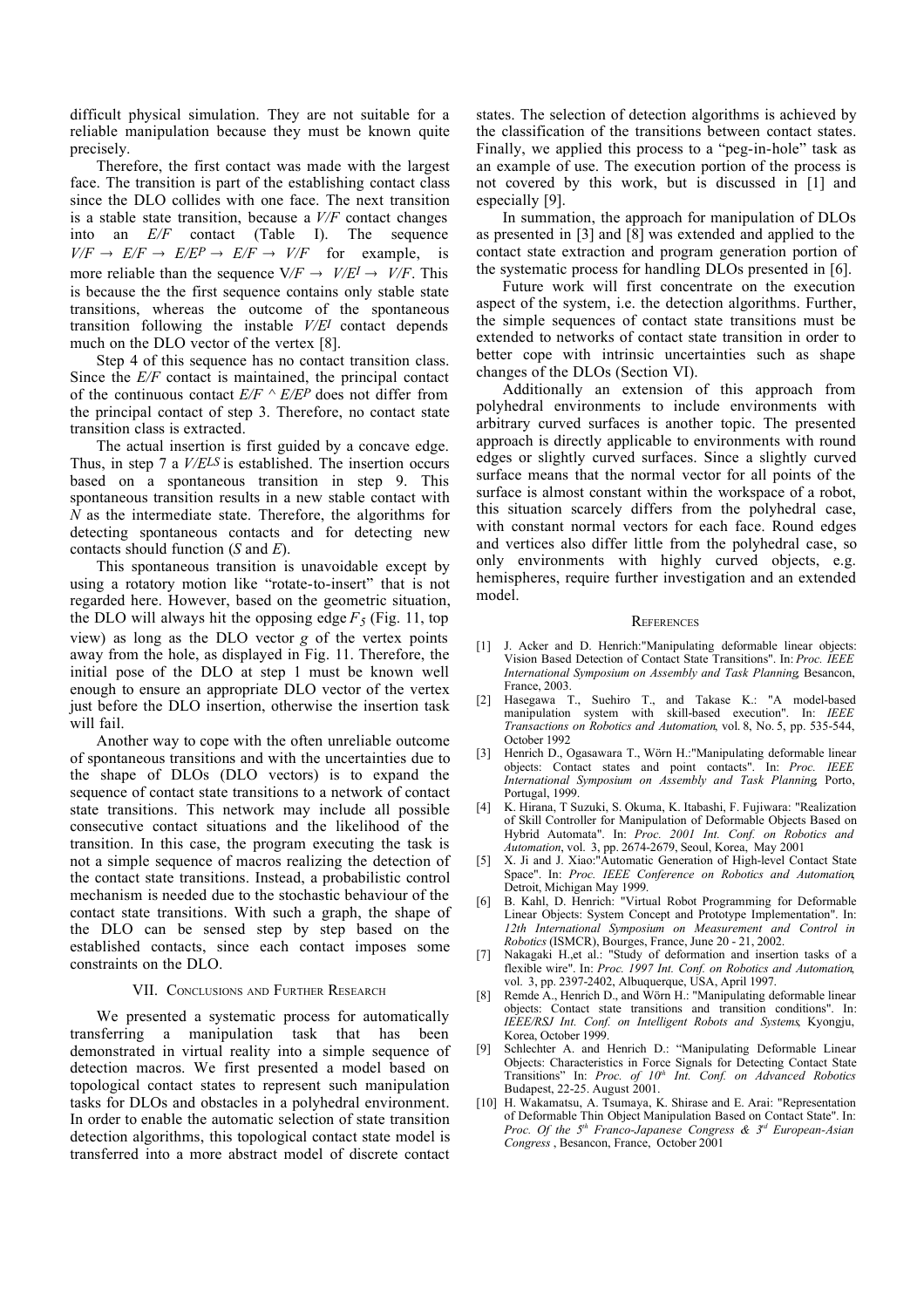difficult physical simulation. They are not suitable for a reliable manipulation because they must be known quite precisely.

Therefore, the first contact was made with the largest face. The transition is part of the establishing contact class since the DLO collides with one face. The next transition is a stable state transition, because a *V/F* contact changes into an *E/F* contact (Table I). The sequence $V/F \rightarrow E/F \rightarrow E/E^P \rightarrow E/F \rightarrow V/F$ for example, is more reliable than the sequence $V/F \rightarrow V/E^I \rightarrow V/F$. This is because the the first sequence contains only stable state transitions, whereas the outcome of the spontaneous transition following the instable $V/E^I$ contact depends much on the DLO vector of the vertex [8].

Step 4 of this sequence has no contact transition class. Since the *E/F* contact is maintained, the principal contact of the continuous contact $E/F \wedge E/E^P$ does not differ from the principal contact of step 3. Therefore, no contact state transition class is extracted.

The actual insertion is first guided by a concave edge. Thus, in step 7 a $V/E^{LS}$ is established. The insertion occurs based on a spontaneous transition in step 9. This spontaneous transition results in a new stable contact with *N* as the intermediate state. Therefore, the algorithms for detecting spontaneous contacts and for detecting new contacts should function (*S* and *E*).

This spontaneous transition is unavoidable except by using a rotatory motion like "rotate-to-insert" that is not regarded here. However, based on the geometric situation, the DLO will always hit the opposing edge $F_5$ (Fig. 11, top view) as long as the DLO vector *g* of the vertex points away from the hole, as displayed in Fig. 11. Therefore, the initial pose of the DLO at step 1 must be known well enough to ensure an appropriate DLO vector of the vertex just before the DLO insertion, otherwise the insertion task will fail.

Another way to cope with the often unreliable outcome of spontaneous transitions and with the uncertainties due to the shape of DLOs (DLO vectors) is to expand the sequence of contact state transitions to a network of contact state transitions. This network may include all possible consecutive contact situations and the likelihood of the transition. In this case, the program executing the task is not a simple sequence of macros realizing the detection of the contact state transitions. Instead, a probabilistic control mechanism is needed due to the stochastic behaviour of the contact state transitions. With such a graph, the shape of the DLO can be sensed step by step based on the established contacts, since each contact imposes some constraints on the DLO.

## VII. Conclusions and Further Research

We presented a systematic process for automatically transferring a manipulation task that has been demonstrated in virtual reality into a simple sequence of detection macros. We first presented a model based on topological contact states to represent such manipulation tasks for DLOs and obstacles in a polyhedral environment. In order to enable the automatic selection of state transition detection algorithms, this topological contact state model is transferred into a more abstract model of discrete contact states. The selection of detection algorithms is achieved by the classification of the transitions between contact states. Finally, we applied this process to a "peg-in-hole" task as an example of use. The execution portion of the process is not covered by this work, but is discussed in [1] and especially [9].

In summation, the approach for manipulation of DLOs as presented in [3] and [8] was extended and applied to the contact state extraction and program generation portion of the systematic process for handling DLOs presented in [6].

Future work will first concentrate on the execution aspect of the system, i.e. the detection algorithms. Further, the simple sequences of contact state transitions must be extended to networks of contact state transition in order to better cope with intrinsic uncertainties such as shape changes of the DLOs (Section VI).

Additionally an extension of this approach from polyhedral environments to include environments with arbitrary curved surfaces is another topic. The presented approach is directly applicable to environments with round edges or slightly curved surfaces. Since a slightly curved surface means that the normal vector for all points of the surface is almost constant within the workspace of a robot, this situation scarcely differs from the polyhedral case, with constant normal vectors for each face. Round edges and vertices also differ little from the polyhedral case, so only environments with highly curved objects, e.g. hemispheres, require further investigation and an extended model.

## References

[1] J. Acker and D. Henrich:"Manipulating deformable linear objects: Vision Based Detection of Contact State Transitions". In: *Proc. IEEE International Symposium on Assembly and Task Planning*, Besancon, France, 2003.

[2] Hasegawa T., Suehiro T., and Takase K.: "A model-based manipulation system with skill-based execution". In: *IEEE Transactions on Robotics and Automation*, vol. 8, No. 5, pp. 535-544, October 1992

[3] Henrich D., Ogasawara T., Wörn H.:"Manipulating deformable linear objects: Contact states and point contacts". In: *Proc. IEEE International Symposium on Assembly and Task Planning*, Porto, Portugal, 1999.

[4] K. Hirana, T Suzuki, S. Okuma, K. Itabashi, F. Fujiwara: "Realization of Skill Controller for Manipulation of Deformable Objects Based on Hybrid Automata". In: *Proc. 2001 Int. Conf. on Robotics and Automation*, vol. 3, pp. 2674-2679, Seoul, Korea, May 2001

[5] X. Ji and J. Xiao:"Automatic Generation of High-level Contact State Space". In: *Proc. IEEE Conference on Robotics and Automation*, Detroit, Michigan May 1999.

[6] B. Kahl, D. Henrich: "Virtual Robot Programming for Deformable Linear Objects: System Concept and Prototype Implementation". In: *12th International Symposium on Measurement and Control in Robotics* (ISMCR), Bourges, France, June 20 - 21, 2002.

[7] Nakagaki H.,et al.: "Study of deformation and insertion tasks of a flexible wire". In: *Proc. 1997 Int. Conf. on Robotics and Automation*, vol. 3, pp. 2397-2402, Albuquerque, USA, April 1997.

[8] Remde A., Henrich D., and Wörn H.: "Manipulating deformable linear objects: Contact state transitions and transition conditions". In: *IEEE/RSJ Int. Conf. on Intelligent Robots and Systems*, Kyongju, Korea, October 1999.

[9] Schlechter A. and Henrich D.: "Manipulating Deformable Linear Objects: Characteristics in Force Signals for Detecting Contact State Transitions" In: *Proc. of 10th Int. Conf. on Advanced Robotics* Budapest, 22-25. August 2001.

[10] H. Wakamatsu, A. Tsumaya, K. Shirase and E. Arai: "Representation of Deformable Thin Object Manipulation Based on Contact State". In: *Proc. Of the 5th Franco-Japanese Congress & 3rd European-Asian Congress* , Besancon, France, October 2001